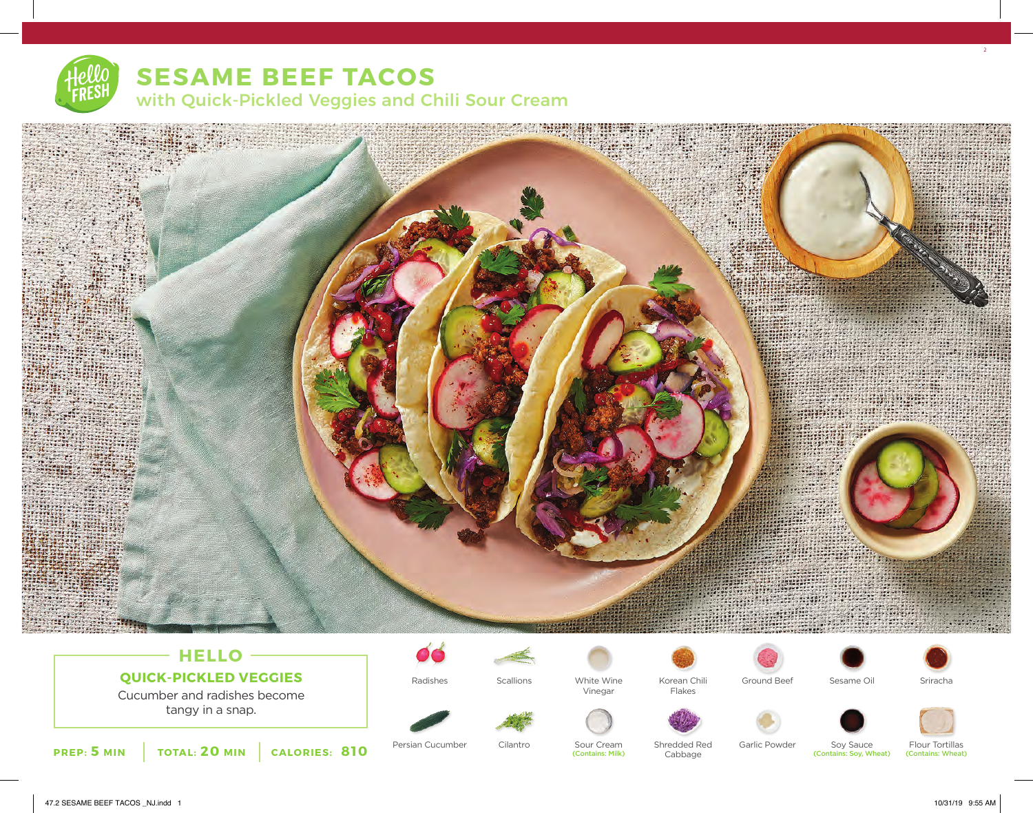# SESAME BEEF TACOS

## with Quick-Pickled Veggies and Chili Sour Cream

### HELLO

**QUICK-PICKLED VEGGIES**

Cucumber and radishes become tangy in a snap.

**PREP: 5 MIN** | **TOTAL: 20 MIN** | **CALORIES: 810**

- Radishes
- Scallions
- White Wine Vinegar
- Korean Chili Flakes
- Ground Beef
- Sesame Oil
- Sriracha
- Persian Cucumber
- Cilantro
- Sour Cream (Contains: Milk)
- Shredded Red Cabbage
- Garlic Powder
- Soy Sauce (Contains: Soy, Wheat)
- Flour Tortillas (Contains: Wheat)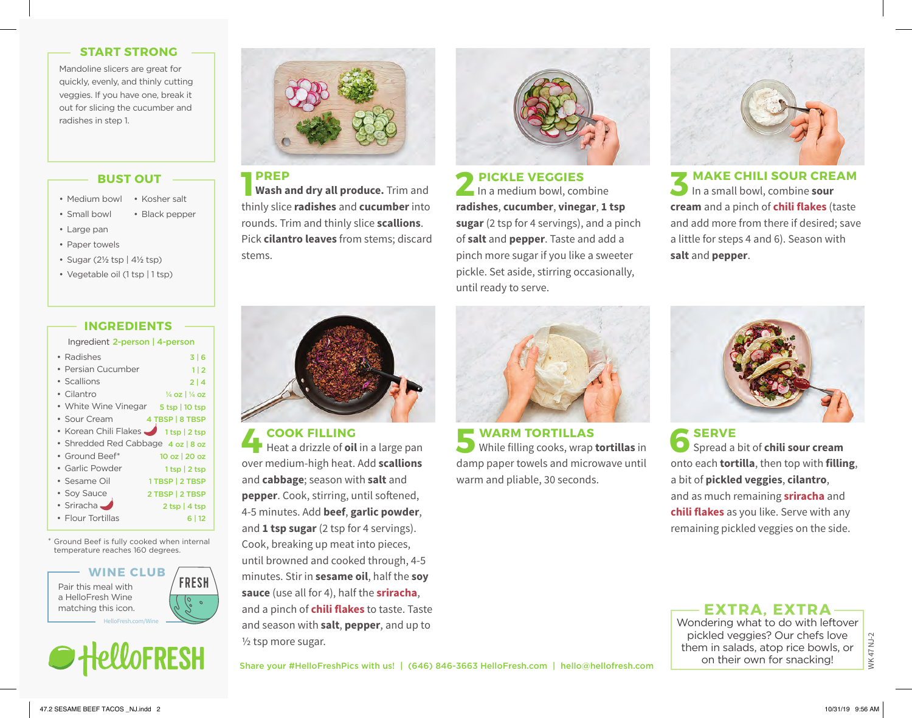## START STRONG

Mandoline slicers are great for quickly, evenly, and thinly cutting veggies. If you have one, break it out for slicing the cucumber and radishes in step 1.

## BUST OUT

- Medium bowl
- Small bowl
- Large pan
- Paper towels
- Sugar (2½ tsp | 4½ tsp)
- Vegetable oil (1 tsp | 1 tsp)
- Kosher salt
- Black pepper

## INGREDIENTS

| Ingredient | 2-person \| 4-person |
|---|---|
| Radishes | 3 \| 6 |
| Persian Cucumber | 1 \| 2 |
| Scallions | 2 \| 4 |
| Cilantro | ¼ oz \| ¼ oz |
| White Wine Vinegar | 5 tsp \| 10 tsp |
| Sour Cream | 4 TBSP \| 8 TBSP |
| Korean Chili Flakes | 1 tsp \| 2 tsp |
| Shredded Red Cabbage | 4 oz \| 8 oz |
| Ground Beef* | 10 oz \| 20 oz |
| Garlic Powder | 1 tsp \| 2 tsp |
| Sesame Oil | 1 TBSP \| 2 TBSP |
| Soy Sauce | 2 TBSP \| 2 TBSP |
| Sriracha | 2 tsp \| 4 tsp |
| Flour Tortillas | 6 \| 12 |

* Ground Beef is fully cooked when internal temperature reaches 160 degrees.

## WINE CLUB

Pair this meal with a HelloFresh Wine matching this icon.

FRESH

HelloFresh.com/Wine

HelloFRESH

## 1 PREP

**Wash and dry all produce.** Trim and thinly slice **radishes** and **cucumber** into rounds. Trim and thinly slice **scallions**. Pick **cilantro leaves** from stems; discard stems.

## 2 PICKLE VEGGIES

In a medium bowl, combine **radishes**, **cucumber**, **vinegar**, **1 tsp sugar** (2 tsp for 4 servings), and a pinch of **salt** and **pepper**. Taste and add a pinch more sugar if you like a sweeter pickle. Set aside, stirring occasionally, until ready to serve.

## 3 MAKE CHILI SOUR CREAM

In a small bowl, combine **sour cream** and a pinch of **chili flakes** (taste and add more from there if desired; save a little for steps 4 and 6). Season with **salt** and **pepper**.

## 4 COOK FILLING

Heat a drizzle of **oil** in a large pan over medium-high heat. Add **scallions** and **cabbage**; season with **salt** and **pepper**. Cook, stirring, until softened, 4-5 minutes. Add **beef**, **garlic powder**, and **1 tsp sugar** (2 tsp for 4 servings). Cook, breaking up meat into pieces, until browned and cooked through, 4-5 minutes. Stir in **sesame oil**, half the **soy sauce** (use all for 4), half the **sriracha**, and a pinch of **chili flakes** to taste. Taste and season with **salt**, **pepper**, and up to ½ tsp more sugar.

## 5 WARM TORTILLAS

While filling cooks, wrap **tortillas** in damp paper towels and microwave until warm and pliable, 30 seconds.

## 6 SERVE

Spread a bit of **chili sour cream** onto each **tortilla**, then top with **filling**, a bit of **pickled veggies**, **cilantro**, and as much remaining **sriracha** and **chili flakes** as you like. Serve with any remaining pickled veggies on the side.

## EXTRA, EXTRA

Wondering what to do with leftover pickled veggies? Our chefs love them in salads, atop rice bowls, or on their own for snacking!

WK 47 NJ-2

Share your #HelloFreshPics with us! | (646) 846-3663 HelloFresh.com | hello@hellofresh.com